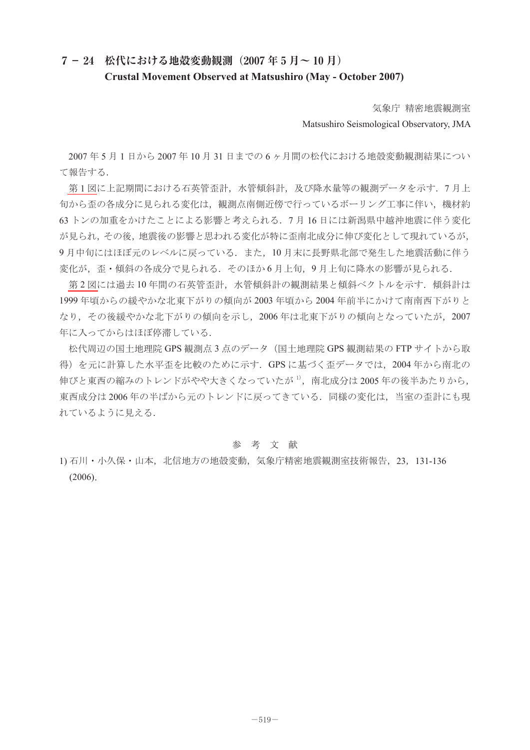# 7 － 24　松代における地殻変動観測（2007 年 5 月～ 10 月）
## Crustal Movement Observed at Matsushiro (May - October 2007)

気象庁 精密地震観測室

Matsushiro Seismological Observatory, JMA

2007 年 5 月 1 日から 2007 年 10 月 31 日までの 6 ヶ月間の松代における地殻変動観測結果について報告する．

第 1 図に上記期間における石英管歪計，水管傾斜計，及び降水量等の観測データを示す．7 月上旬から歪の各成分に見られる変化は，観測点南側近傍で行っているボーリング工事に伴い，機材約 63 トンの加重をかけたことによる影響と考えられる．7 月 16 日には新潟県中越沖地震に伴う変化が見られ，その後，地震後の影響と思われる変化が特に歪南北成分に伸び変化として現れているが，9 月中旬にはほぼ元のレベルに戻っている．また，10 月末に長野県北部で発生した地震活動に伴う変化が，歪・傾斜の各成分で見られる．そのほか 6 月上旬，9 月上旬に降水の影響が見られる．

第 2 図には過去 10 年間の石英管歪計，水管傾斜計の観測結果と傾斜ベクトルを示す．傾斜計は 1999 年頃からの緩やかな北東下がりの傾向が 2003 年頃から 2004 年前半にかけて南南西下がりとなり，その後緩やかな北下がりの傾向を示し，2006 年は北東下がりの傾向となっていたが，2007 年に入ってからはほぼ停滞している．

松代周辺の国土地理院 GPS 観測点 3 点のデータ（国土地理院 GPS 観測結果の FTP サイトから取得）を元に計算した水平歪を比較のために示す．GPS に基づく歪データでは，2004 年から南北の伸びと東西の縮みのトレンドがやや大きくなっていたが [1]，南北成分は 2005 年の後半あたりから，東西成分は 2006 年の半ばから元のトレンドに戻ってきている．同様の変化は，当室の歪計にも現れているように見える．

### 参　考　文　献

1) 石川・小久保・山本，北信地方の地殻変動，気象庁精密地震観測室技術報告，23，131-136 (2006).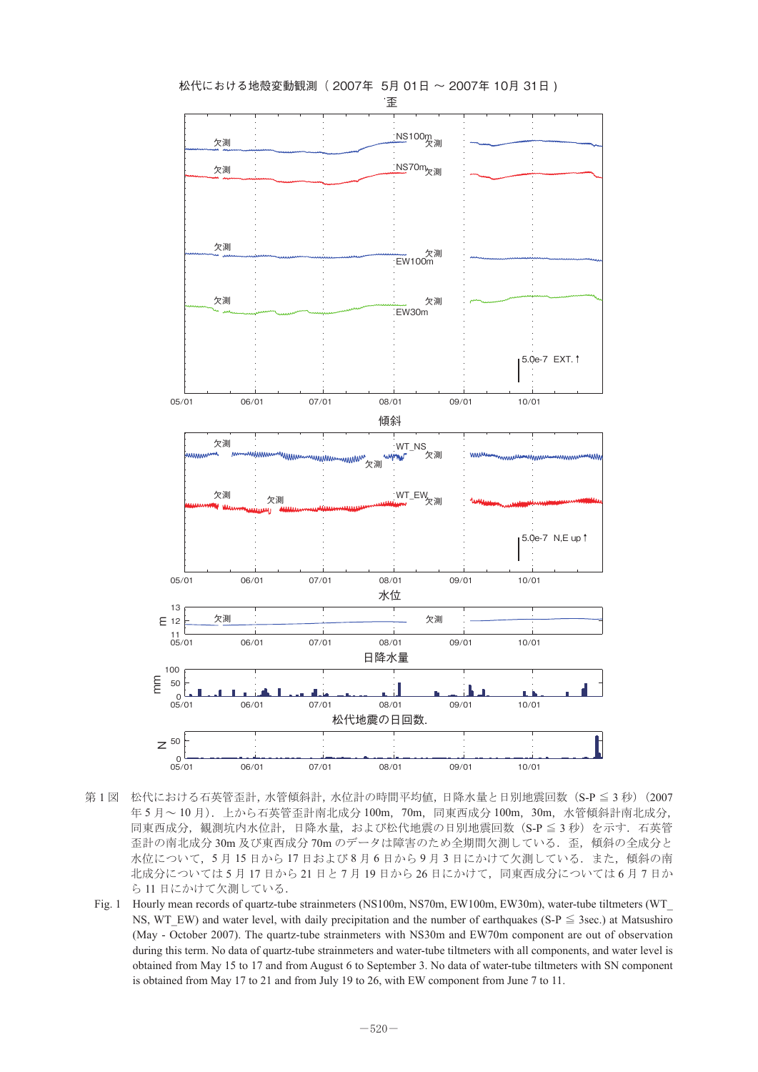第 1 図　松代における石英管歪計，水管傾斜計，水位計の時間平均値，日降水量と日別地震回数（S-P ≦ 3 秒）（2007 年 5 月～ 10 月）．上から石英管歪計南北成分 100m，70m，同東西成分 100m，30m，水管傾斜計南北成分，同東西成分，観測坑内水位計，日降水量，および松代地震の日別地震回数（S-P ≦ 3 秒）を示す．石英管歪計の南北成分 30m 及び東西成分 70m のデータは障害のため全期間欠測している．歪，傾斜の全成分と水位について，5 月 15 日から 17 日および 8 月 6 日から 9 月 3 日にかけて欠測している．また，傾斜の南北成分については 5 月 17 日から 21 日と 7 月 19 日から 26 日にかけて，同東西成分については 6 月 7 日から 11 日にかけて欠測している．

Fig. 1　Hourly mean records of quartz-tube strainmeters (NS100m, NS70m, EW100m, EW30m), water-tube tiltmeters (WT_NS, WT_EW) and water level, with daily precipitation and the number of earthquakes (S-P ≦ 3sec.) at Matsushiro (May - October 2007). The quartz-tube strainmeters with NS30m and EW70m component are out of observation during this term. No data of quartz-tube strainmeters and water-tube tiltmeters with all components, and water level is obtained from May 15 to 17 and from August 6 to September 3. No data of water-tube tiltmeters with SN component is obtained from May 17 to 21 and from July 19 to 26, with EW component from June 7 to 11.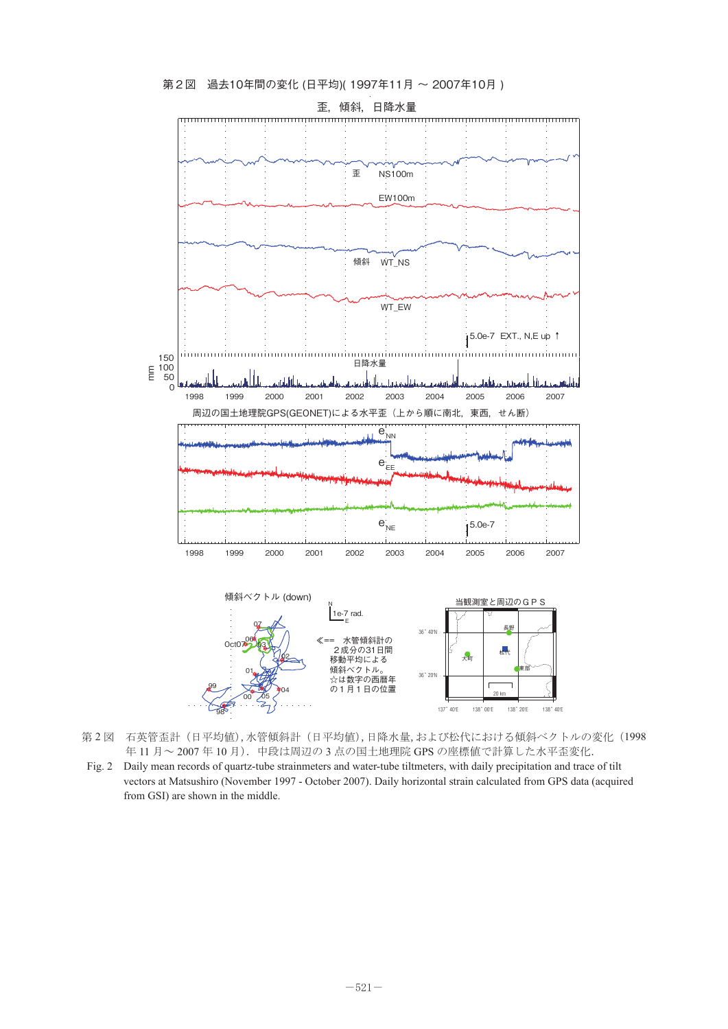第２図　過去10年間の変化 (日平均)( 1997年11月 ～ 2007年10月 )

歪，傾斜，日降水量

歪　NS100m

EW100m

傾斜　WT_NS

WT_EW

5.0e-7　EXT., N,E up ↑

mm
150
100
50
0

日降水量

1998　1999　2000　2001　2002　2003　2004　2005　2006　2007

周辺の国土地理院GPS(GEONET)による水平歪（上から順に南北，東西，せん断）

$e_{NN}$

$e_{EE}$

$e_{NE}$

5.0e-7

1998　1999　2000　2001　2002　2003　2004　2005　2006　2007

傾斜ベクトル (down)

N
1e-7 rad.
E

Oct07　07　06　03　02　01　99　00　05　04　98

≪==　水管傾斜計の
２成分の31日間
移動平均による
傾斜ベクトル。
☆は数字の西暦年
の１月１日の位置

当観測室と周辺のＧＰＳ

長野　松代　大町　東部

36°40'N
36°20'N
20 km
137°40'E　138°00'E　138°20'E　138°40'E

第２図　石英管歪計（日平均値），水管傾斜計（日平均値），日降水量，および松代における傾斜ベクトルの変化（1998 年 11 月～ 2007 年 10 月）．中段は周辺の 3 点の国土地理院 GPS の座標値で計算した水平歪変化．

Fig. 2　Daily mean records of quartz-tube strainmeters and water-tube tiltmeters, with daily precipitation and trace of tilt vectors at Matsushiro (November 1997 - October 2007). Daily horizontal strain calculated from GPS data (acquired from GSI) are shown in the middle.